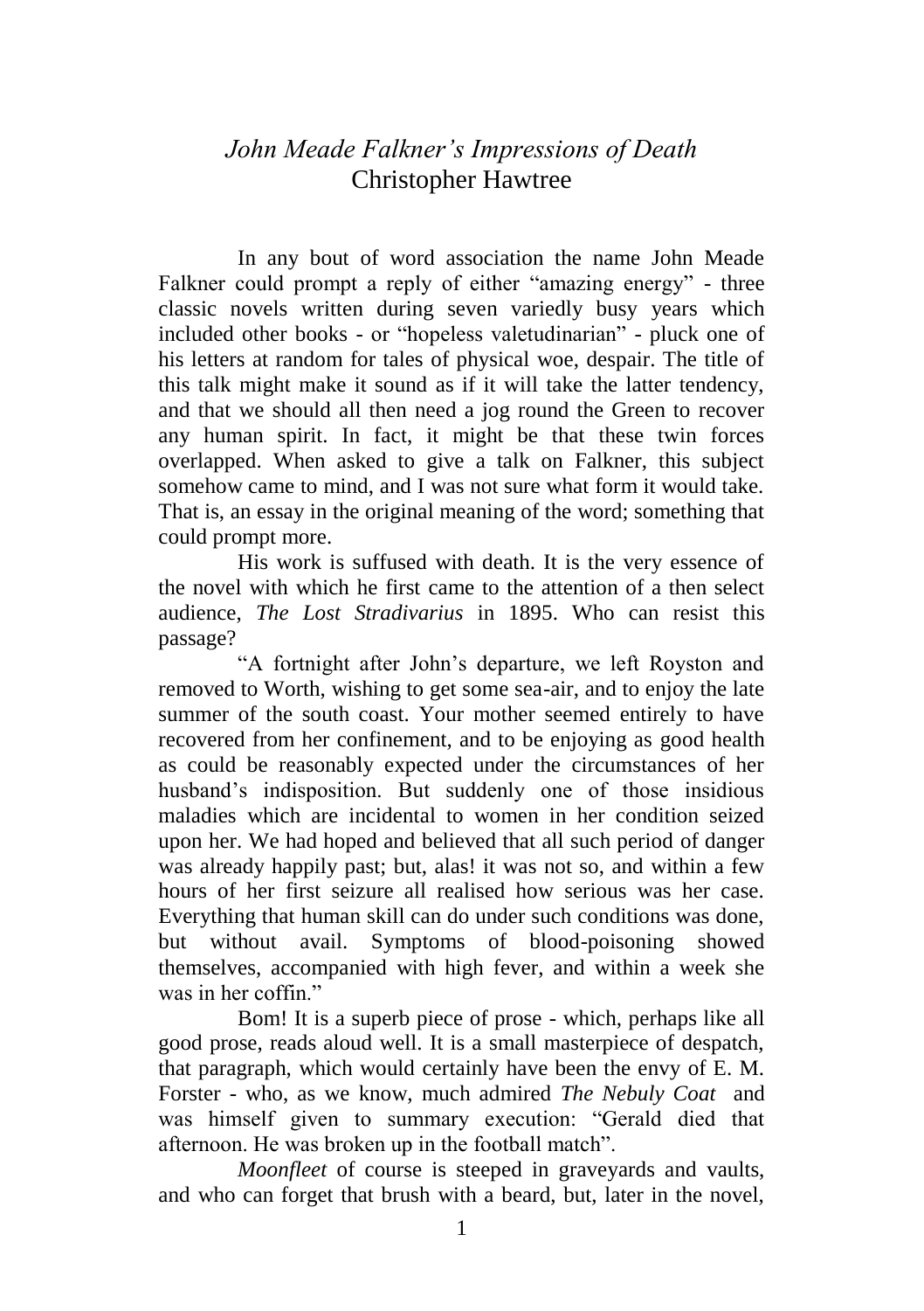# *John Meade Falkner's Impressions of Death*

## Christopher Hawtree

In any bout of word association the name John Meade Falkner could prompt a reply of either "amazing energy" - three classic novels written during seven variedly busy years which included other books - or "hopeless valetudinarian" - pluck one of his letters at random for tales of physical woe, despair. The title of this talk might make it sound as if it will take the latter tendency, and that we should all then need a jog round the Green to recover any human spirit. In fact, it might be that these twin forces overlapped. When asked to give a talk on Falkner, this subject somehow came to mind, and I was not sure what form it would take. That is, an essay in the original meaning of the word; something that could prompt more.

His work is suffused with death. It is the very essence of the novel with which he first came to the attention of a then select audience, *The Lost Stradivarius* in 1895. Who can resist this passage?

"A fortnight after John's departure, we left Royston and removed to Worth, wishing to get some sea-air, and to enjoy the late summer of the south coast. Your mother seemed entirely to have recovered from her confinement, and to be enjoying as good health as could be reasonably expected under the circumstances of her husband's indisposition. But suddenly one of those insidious maladies which are incidental to women in her condition seized upon her. We had hoped and believed that all such period of danger was already happily past; but, alas! it was not so, and within a few hours of her first seizure all realised how serious was her case. Everything that human skill can do under such conditions was done, but without avail. Symptoms of blood-poisoning showed themselves, accompanied with high fever, and within a week she was in her coffin."

Bom! It is a superb piece of prose - which, perhaps like all good prose, reads aloud well. It is a small masterpiece of despatch, that paragraph, which would certainly have been the envy of E. M. Forster - who, as we know, much admired *The Nebuly Coat* and was himself given to summary execution: "Gerald died that afternoon. He was broken up in the football match".

*Moonfleet* of course is steeped in graveyards and vaults, and who can forget that brush with a beard, but, later in the novel,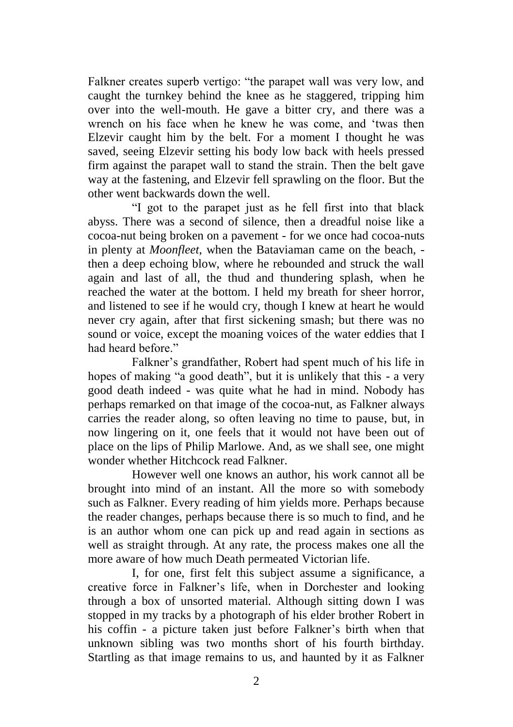Falkner creates superb vertigo: “the parapet wall was very low, and caught the turnkey behind the knee as he staggered, tripping him over into the well-mouth. He gave a bitter cry, and there was a wrench on his face when he knew he was come, and ‘twas then Elzevir caught him by the belt. For a moment I thought he was saved, seeing Elzevir setting his body low back with heels pressed firm against the parapet wall to stand the strain. Then the belt gave way at the fastening, and Elzevir fell sprawling on the floor. But the other went backwards down the well.

“I got to the parapet just as he fell first into that black abyss. There was a second of silence, then a dreadful noise like a cocoa-nut being broken on a pavement - for we once had cocoa-nuts in plenty at *Moonfleet*, when the Bataviaman came on the beach, - then a deep echoing blow, where he rebounded and struck the wall again and last of all, the thud and thundering splash, when he reached the water at the bottom. I held my breath for sheer horror, and listened to see if he would cry, though I knew at heart he would never cry again, after that first sickening smash; but there was no sound or voice, except the moaning voices of the water eddies that I had heard before.”

Falkner’s grandfather, Robert had spent much of his life in hopes of making “a good death”, but it is unlikely that this - a very good death indeed - was quite what he had in mind. Nobody has perhaps remarked on that image of the cocoa-nut, as Falkner always carries the reader along, so often leaving no time to pause, but, in now lingering on it, one feels that it would not have been out of place on the lips of Philip Marlowe. And, as we shall see, one might wonder whether Hitchcock read Falkner.

However well one knows an author, his work cannot all be brought into mind of an instant. All the more so with somebody such as Falkner. Every reading of him yields more. Perhaps because the reader changes, perhaps because there is so much to find, and he is an author whom one can pick up and read again in sections as well as straight through. At any rate, the process makes one all the more aware of how much Death permeated Victorian life.

I, for one, first felt this subject assume a significance, a creative force in Falkner’s life, when in Dorchester and looking through a box of unsorted material. Although sitting down I was stopped in my tracks by a photograph of his elder brother Robert in his coffin - a picture taken just before Falkner’s birth when that unknown sibling was two months short of his fourth birthday. Startling as that image remains to us, and haunted by it as Falkner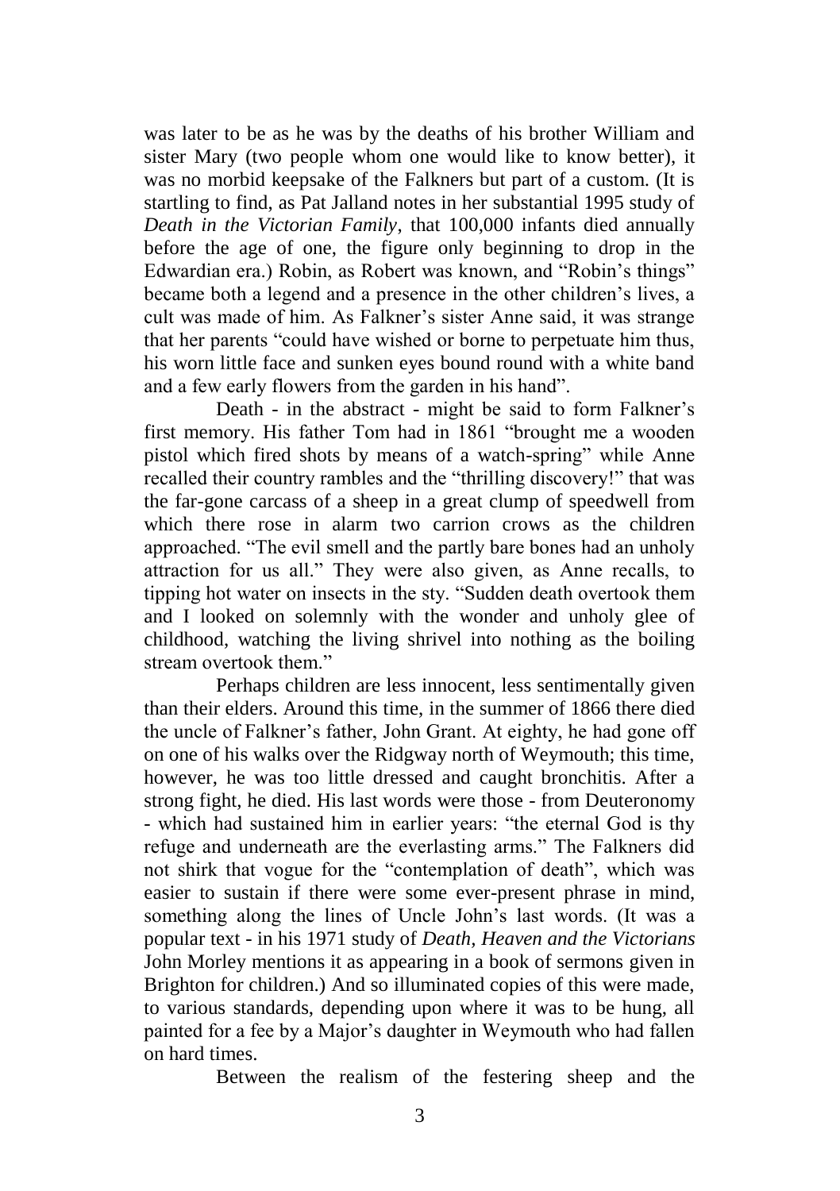was later to be as he was by the deaths of his brother William and sister Mary (two people whom one would like to know better), it was no morbid keepsake of the Falkners but part of a custom. (It is startling to find, as Pat Jalland notes in her substantial 1995 study of *Death in the Victorian Family,* that 100,000 infants died annually before the age of one, the figure only beginning to drop in the Edwardian era.) Robin, as Robert was known, and "Robin's things" became both a legend and a presence in the other children's lives, a cult was made of him. As Falkner's sister Anne said, it was strange that her parents "could have wished or borne to perpetuate him thus, his worn little face and sunken eyes bound round with a white band and a few early flowers from the garden in his hand".

Death - in the abstract - might be said to form Falkner's first memory. His father Tom had in 1861 "brought me a wooden pistol which fired shots by means of a watch-spring" while Anne recalled their country rambles and the "thrilling discovery!" that was the far-gone carcass of a sheep in a great clump of speedwell from which there rose in alarm two carrion crows as the children approached. "The evil smell and the partly bare bones had an unholy attraction for us all." They were also given, as Anne recalls, to tipping hot water on insects in the sty. "Sudden death overtook them and I looked on solemnly with the wonder and unholy glee of childhood, watching the living shrivel into nothing as the boiling stream overtook them."

Perhaps children are less innocent, less sentimentally given than their elders. Around this time, in the summer of 1866 there died the uncle of Falkner's father, John Grant. At eighty, he had gone off on one of his walks over the Ridgway north of Weymouth; this time, however, he was too little dressed and caught bronchitis. After a strong fight, he died. His last words were those - from Deuteronomy - which had sustained him in earlier years: "the eternal God is thy refuge and underneath are the everlasting arms." The Falkners did not shirk that vogue for the "contemplation of death", which was easier to sustain if there were some ever-present phrase in mind, something along the lines of Uncle John's last words. (It was a popular text - in his 1971 study of *Death, Heaven and the Victorians* John Morley mentions it as appearing in a book of sermons given in Brighton for children.) And so illuminated copies of this were made, to various standards, depending upon where it was to be hung, all painted for a fee by a Major's daughter in Weymouth who had fallen on hard times.

Between the realism of the festering sheep and the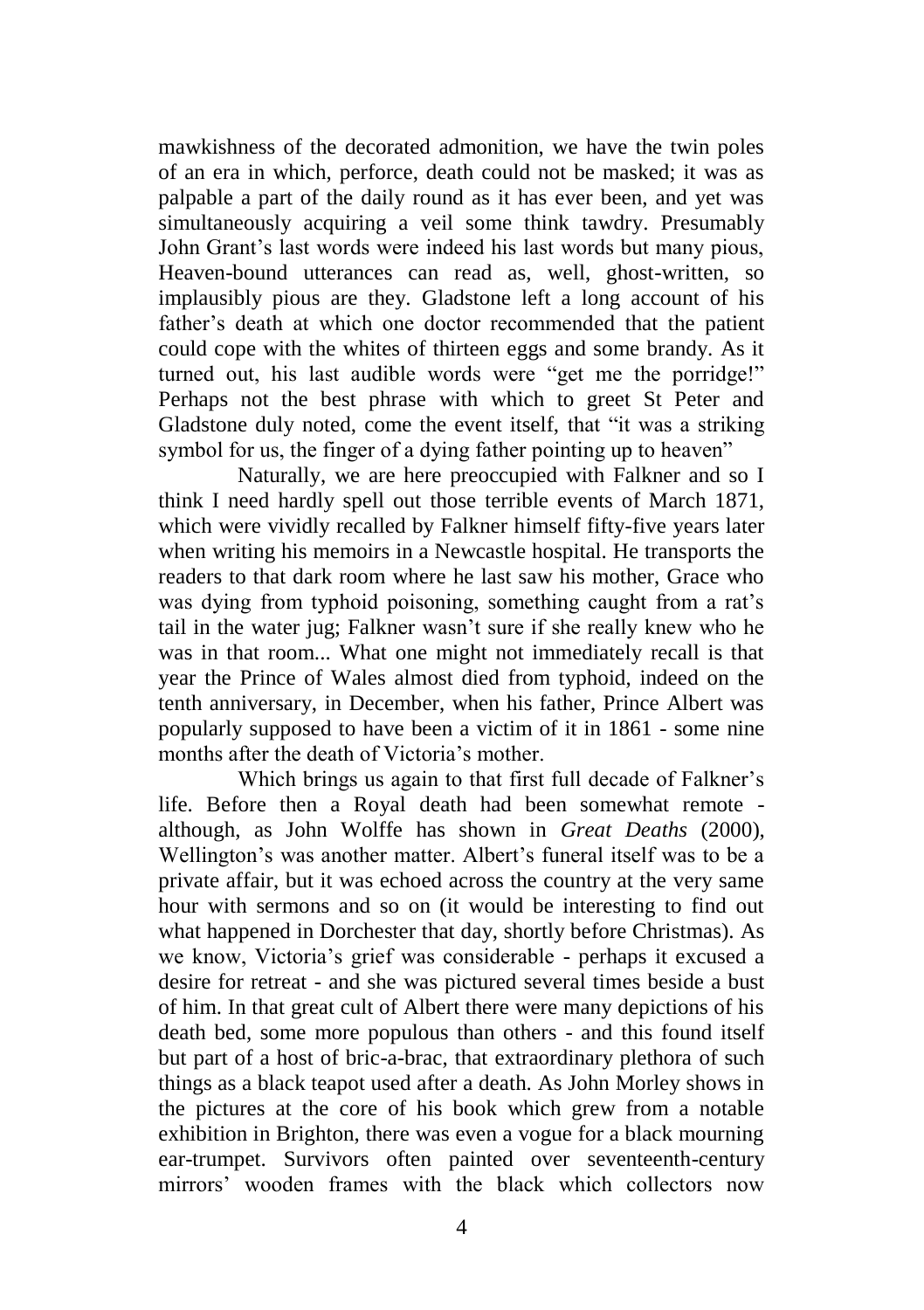mawkishness of the decorated admonition, we have the twin poles of an era in which, perforce, death could not be masked; it was as palpable a part of the daily round as it has ever been, and yet was simultaneously acquiring a veil some think tawdry. Presumably John Grant's last words were indeed his last words but many pious, Heaven-bound utterances can read as, well, ghost-written, so implausibly pious are they. Gladstone left a long account of his father's death at which one doctor recommended that the patient could cope with the whites of thirteen eggs and some brandy. As it turned out, his last audible words were "get me the porridge!" Perhaps not the best phrase with which to greet St Peter and Gladstone duly noted, come the event itself, that "it was a striking symbol for us, the finger of a dying father pointing up to heaven"

Naturally, we are here preoccupied with Falkner and so I think I need hardly spell out those terrible events of March 1871, which were vividly recalled by Falkner himself fifty-five years later when writing his memoirs in a Newcastle hospital. He transports the readers to that dark room where he last saw his mother, Grace who was dying from typhoid poisoning, something caught from a rat's tail in the water jug; Falkner wasn't sure if she really knew who he was in that room... What one might not immediately recall is that year the Prince of Wales almost died from typhoid, indeed on the tenth anniversary, in December, when his father, Prince Albert was popularly supposed to have been a victim of it in 1861 - some nine months after the death of Victoria's mother.

Which brings us again to that first full decade of Falkner's life. Before then a Royal death had been somewhat remote - although, as John Wolffe has shown in *Great Deaths* (2000), Wellington's was another matter. Albert's funeral itself was to be a private affair, but it was echoed across the country at the very same hour with sermons and so on (it would be interesting to find out what happened in Dorchester that day, shortly before Christmas). As we know, Victoria's grief was considerable - perhaps it excused a desire for retreat - and she was pictured several times beside a bust of him. In that great cult of Albert there were many depictions of his death bed, some more populous than others - and this found itself but part of a host of bric-a-brac, that extraordinary plethora of such things as a black teapot used after a death. As John Morley shows in the pictures at the core of his book which grew from a notable exhibition in Brighton, there was even a vogue for a black mourning ear-trumpet. Survivors often painted over seventeenth-century mirrors' wooden frames with the black which collectors now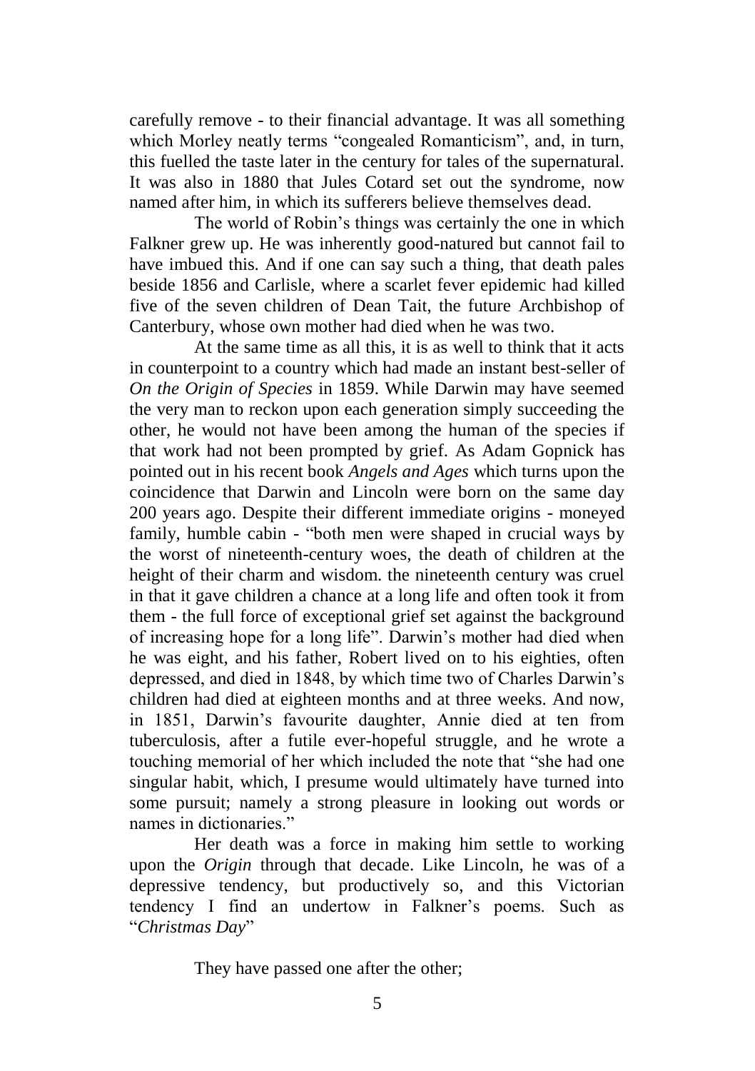carefully remove - to their financial advantage. It was all something which Morley neatly terms "congealed Romanticism", and, in turn, this fuelled the taste later in the century for tales of the supernatural. It was also in 1880 that Jules Cotard set out the syndrome, now named after him, in which its sufferers believe themselves dead.

The world of Robin's things was certainly the one in which Falkner grew up. He was inherently good-natured but cannot fail to have imbued this. And if one can say such a thing, that death pales beside 1856 and Carlisle, where a scarlet fever epidemic had killed five of the seven children of Dean Tait, the future Archbishop of Canterbury, whose own mother had died when he was two.

At the same time as all this, it is as well to think that it acts in counterpoint to a country which had made an instant best-seller of *On the Origin of Species* in 1859. While Darwin may have seemed the very man to reckon upon each generation simply succeeding the other, he would not have been among the human of the species if that work had not been prompted by grief. As Adam Gopnick has pointed out in his recent book *Angels and Ages* which turns upon the coincidence that Darwin and Lincoln were born on the same day 200 years ago. Despite their different immediate origins - moneyed family, humble cabin - "both men were shaped in crucial ways by the worst of nineteenth-century woes, the death of children at the height of their charm and wisdom. the nineteenth century was cruel in that it gave children a chance at a long life and often took it from them - the full force of exceptional grief set against the background of increasing hope for a long life". Darwin's mother had died when he was eight, and his father, Robert lived on to his eighties, often depressed, and died in 1848, by which time two of Charles Darwin's children had died at eighteen months and at three weeks. And now, in 1851, Darwin's favourite daughter, Annie died at ten from tuberculosis, after a futile ever-hopeful struggle, and he wrote a touching memorial of her which included the note that "she had one singular habit, which, I presume would ultimately have turned into some pursuit; namely a strong pleasure in looking out words or names in dictionaries."

Her death was a force in making him settle to working upon the *Origin* through that decade. Like Lincoln, he was of a depressive tendency, but productively so, and this Victorian tendency I find an undertow in Falkner's poems. Such as "*Christmas Day*"

They have passed one after the other;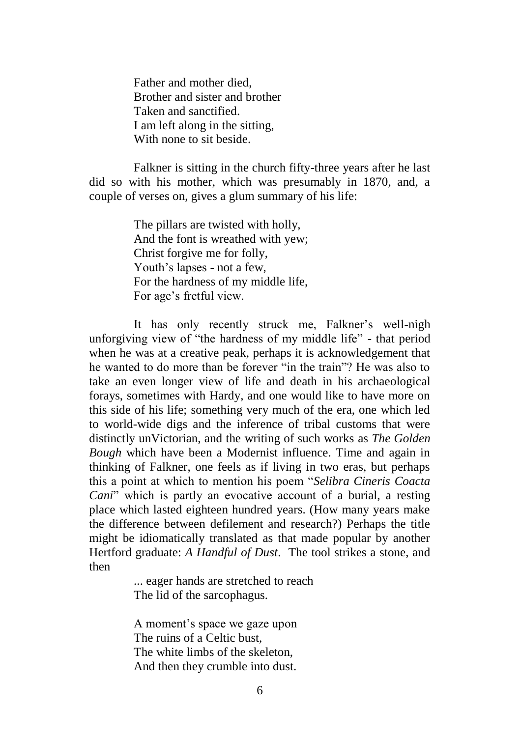Father and mother died,
Brother and sister and brother
Taken and sanctified.
I am left along in the sitting,
With none to sit beside.

Falkner is sitting in the church fifty-three years after he last did so with his mother, which was presumably in 1870, and, a couple of verses on, gives a glum summary of his life:

The pillars are twisted with holly,
And the font is wreathed with yew;
Christ forgive me for folly,
Youth's lapses - not a few,
For the hardness of my middle life,
For age's fretful view.

It has only recently struck me, Falkner's well-nigh unforgiving view of "the hardness of my middle life" - that period when he was at a creative peak, perhaps it is acknowledgement that he wanted to do more than be forever "in the train"? He was also to take an even longer view of life and death in his archaeological forays, sometimes with Hardy, and one would like to have more on this side of his life; something very much of the era, one which led to world-wide digs and the inference of tribal customs that were distinctly unVictorian, and the writing of such works as *The Golden Bough* which have been a Modernist influence. Time and again in thinking of Falkner, one feels as if living in two eras, but perhaps this a point at which to mention his poem "*Selibra Cineris Coacta Cani*" which is partly an evocative account of a burial, a resting place which lasted eighteen hundred years. (How many years make the difference between defilement and research?) Perhaps the title might be idiomatically translated as that made popular by another Hertford graduate: *A Handful of Dust*. The tool strikes a stone, and then

... eager hands are stretched to reach
The lid of the sarcophagus.

A moment's space we gaze upon
The ruins of a Celtic bust,
The white limbs of the skeleton,
And then they crumble into dust.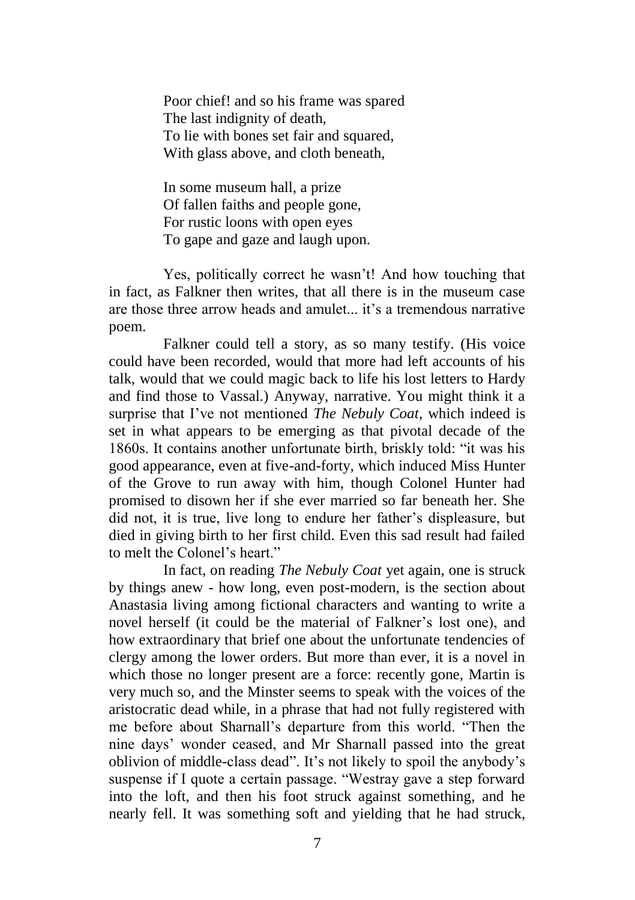Poor chief! and so his frame was spared
The last indignity of death,
To lie with bones set fair and squared,
With glass above, and cloth beneath,

In some museum hall, a prize
Of fallen faiths and people gone,
For rustic loons with open eyes
To gape and gaze and laugh upon.

Yes, politically correct he wasn't! And how touching that in fact, as Falkner then writes, that all there is in the museum case are those three arrow heads and amulet... it's a tremendous narrative poem.

Falkner could tell a story, as so many testify. (His voice could have been recorded, would that more had left accounts of his talk, would that we could magic back to life his lost letters to Hardy and find those to Vassal.) Anyway, narrative. You might think it a surprise that I've not mentioned *The Nebuly Coat*, which indeed is set in what appears to be emerging as that pivotal decade of the 1860s. It contains another unfortunate birth, briskly told: "it was his good appearance, even at five-and-forty, which induced Miss Hunter of the Grove to run away with him, though Colonel Hunter had promised to disown her if she ever married so far beneath her. She did not, it is true, live long to endure her father's displeasure, but died in giving birth to her first child. Even this sad result had failed to melt the Colonel's heart."

In fact, on reading *The Nebuly Coat* yet again, one is struck by things anew - how long, even post-modern, is the section about Anastasia living among fictional characters and wanting to write a novel herself (it could be the material of Falkner's lost one), and how extraordinary that brief one about the unfortunate tendencies of clergy among the lower orders. But more than ever, it is a novel in which those no longer present are a force: recently gone, Martin is very much so, and the Minster seems to speak with the voices of the aristocratic dead while, in a phrase that had not fully registered with me before about Sharnall's departure from this world. "Then the nine days' wonder ceased, and Mr Sharnall passed into the great oblivion of middle-class dead". It's not likely to spoil the anybody's suspense if I quote a certain passage. "Westray gave a step forward into the loft, and then his foot struck against something, and he nearly fell. It was something soft and yielding that he had struck,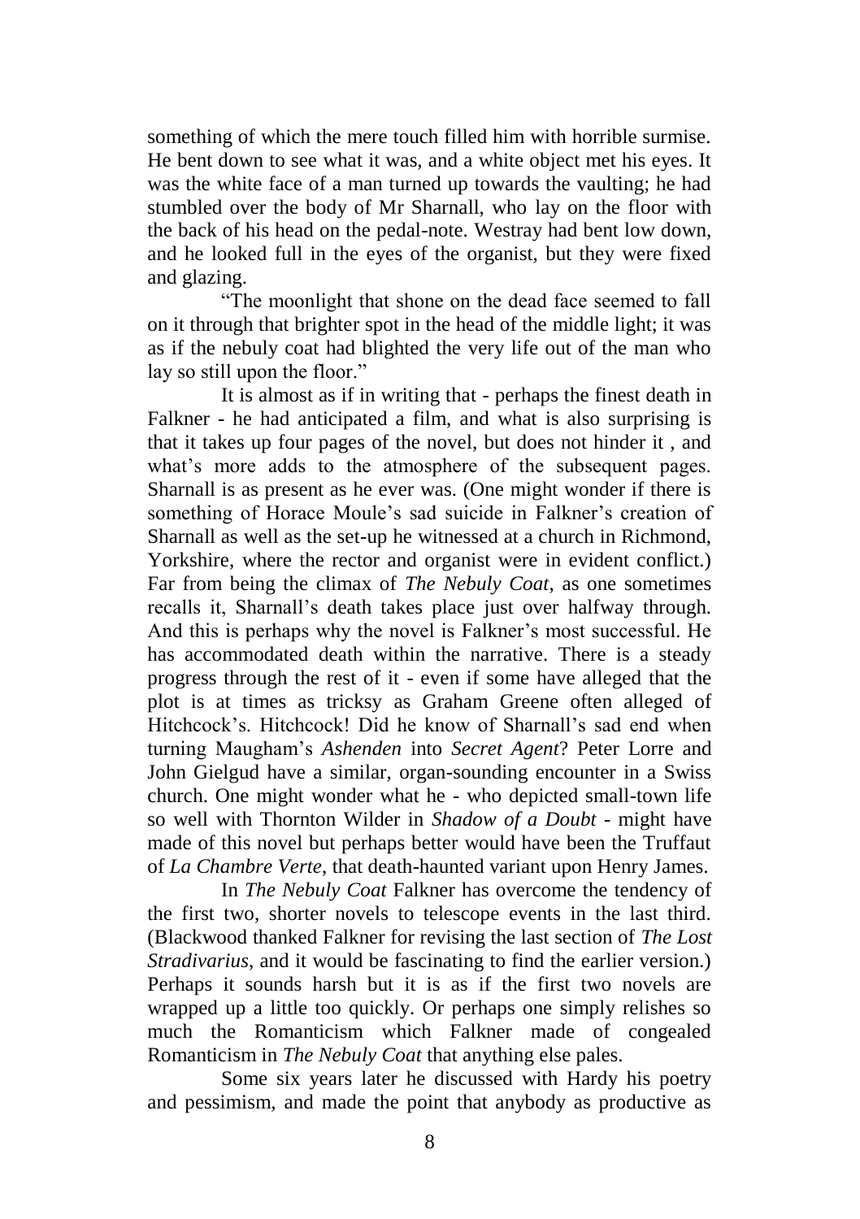something of which the mere touch filled him with horrible surmise. He bent down to see what it was, and a white object met his eyes. It was the white face of a man turned up towards the vaulting; he had stumbled over the body of Mr Sharnall, who lay on the floor with the back of his head on the pedal-note. Westray had bent low down, and he looked full in the eyes of the organist, but they were fixed and glazing.

"The moonlight that shone on the dead face seemed to fall on it through that brighter spot in the head of the middle light; it was as if the nebuly coat had blighted the very life out of the man who lay so still upon the floor."

It is almost as if in writing that - perhaps the finest death in Falkner - he had anticipated a film, and what is also surprising is that it takes up four pages of the novel, but does not hinder it , and what's more adds to the atmosphere of the subsequent pages. Sharnall is as present as he ever was. (One might wonder if there is something of Horace Moule's sad suicide in Falkner's creation of Sharnall as well as the set-up he witnessed at a church in Richmond, Yorkshire, where the rector and organist were in evident conflict.) Far from being the climax of *The Nebuly Coat*, as one sometimes recalls it, Sharnall's death takes place just over halfway through. And this is perhaps why the novel is Falkner's most successful. He has accommodated death within the narrative. There is a steady progress through the rest of it - even if some have alleged that the plot is at times as tricksy as Graham Greene often alleged of Hitchcock's. Hitchcock! Did he know of Sharnall's sad end when turning Maugham's *Ashenden* into *Secret Agent*? Peter Lorre and John Gielgud have a similar, organ-sounding encounter in a Swiss church. One might wonder what he - who depicted small-town life so well with Thornton Wilder in *Shadow of a Doubt* - might have made of this novel but perhaps better would have been the Truffaut of *La Chambre Verte*, that death-haunted variant upon Henry James.

In *The Nebuly Coat* Falkner has overcome the tendency of the first two, shorter novels to telescope events in the last third. (Blackwood thanked Falkner for revising the last section of *The Lost Stradivarius*, and it would be fascinating to find the earlier version.) Perhaps it sounds harsh but it is as if the first two novels are wrapped up a little too quickly. Or perhaps one simply relishes so much the Romanticism which Falkner made of congealed Romanticism in *The Nebuly Coat* that anything else pales.

Some six years later he discussed with Hardy his poetry and pessimism, and made the point that anybody as productive as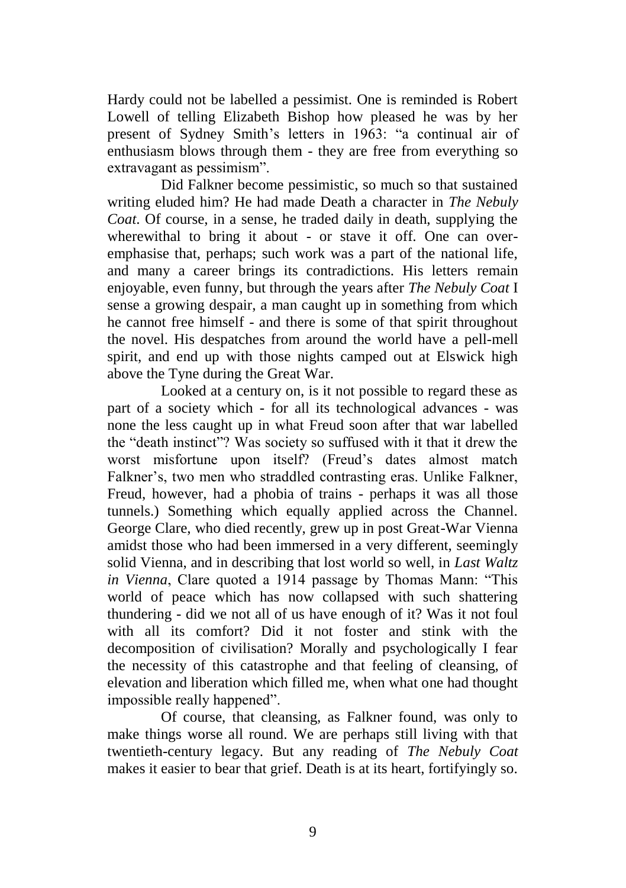Hardy could not be labelled a pessimist. One is reminded is Robert Lowell of telling Elizabeth Bishop how pleased he was by her present of Sydney Smith's letters in 1963: "a continual air of enthusiasm blows through them - they are free from everything so extravagant as pessimism".

Did Falkner become pessimistic, so much so that sustained writing eluded him? He had made Death a character in *The Nebuly Coat*. Of course, in a sense, he traded daily in death, supplying the wherewithal to bring it about - or stave it off. One can over-emphasise that, perhaps; such work was a part of the national life, and many a career brings its contradictions. His letters remain enjoyable, even funny, but through the years after *The Nebuly Coat* I sense a growing despair, a man caught up in something from which he cannot free himself - and there is some of that spirit throughout the novel. His despatches from around the world have a pell-mell spirit, and end up with those nights camped out at Elswick high above the Tyne during the Great War.

Looked at a century on, is it not possible to regard these as part of a society which - for all its technological advances - was none the less caught up in what Freud soon after that war labelled the "death instinct"? Was society so suffused with it that it drew the worst misfortune upon itself? (Freud's dates almost match Falkner's, two men who straddled contrasting eras. Unlike Falkner, Freud, however, had a phobia of trains - perhaps it was all those tunnels.) Something which equally applied across the Channel. George Clare, who died recently, grew up in post Great-War Vienna amidst those who had been immersed in a very different, seemingly solid Vienna, and in describing that lost world so well, in *Last Waltz in Vienna*, Clare quoted a 1914 passage by Thomas Mann: "This world of peace which has now collapsed with such shattering thundering - did we not all of us have enough of it? Was it not foul with all its comfort? Did it not foster and stink with the decomposition of civilisation? Morally and psychologically I fear the necessity of this catastrophe and that feeling of cleansing, of elevation and liberation which filled me, when what one had thought impossible really happened".

Of course, that cleansing, as Falkner found, was only to make things worse all round. We are perhaps still living with that twentieth-century legacy. But any reading of *The Nebuly Coat* makes it easier to bear that grief. Death is at its heart, fortifyingly so.